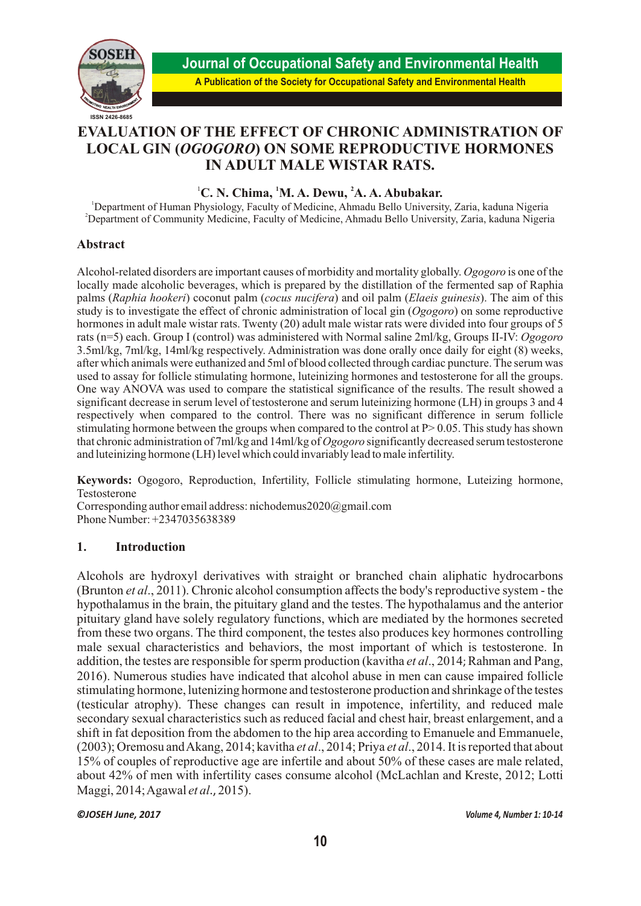# EVALUATION OF THE EFFECT OF CHRONIC ADMINISTRATION OF LOCAL GIN (*OGOGORO*) ON SOME REPRODUCTIVE HORMONES IN ADULT MALE WISTAR RATS.

**[1]C. N. Chima, [1]M. A. Dewu, [2]A. A. Abubakar.**

[1]Department of Human Physiology, Faculty of Medicine, Ahmadu Bello University, Zaria, kaduna Nigeria
[2]Department of Community Medicine, Faculty of Medicine, Ahmadu Bello University, Zaria, kaduna Nigeria

## Abstract

Alcohol-related disorders are important causes of morbidity and mortality globally. *Ogogoro* is one of the locally made alcoholic beverages, which is prepared by the distillation of the fermented sap of Raphia palms (*Raphia hookeri*) coconut palm (*cocus nucifera*) and oil palm (*Elaeis guinesis*). The aim of this study is to investigate the effect of chronic administration of local gin (*Ogogoro*) on some reproductive hormones in adult male wistar rats. Twenty (20) adult male wistar rats were divided into four groups of 5 rats (n=5) each. Group I (control) was administered with Normal saline 2ml/kg, Groups II-IV: *Ogogoro* 3.5ml/kg, 7ml/kg, 14ml/kg respectively. Administration was done orally once daily for eight (8) weeks, after which animals were euthanized and 5ml of blood collected through cardiac puncture. The serum was used to assay for follicle stimulating hormone, luteinizing hormones and testosterone for all the groups. One way ANOVA was used to compare the statistical significance of the results. The result showed a significant decrease in serum level of testosterone and serum luteinizing hormone (LH) in groups 3 and 4 respectively when compared to the control. There was no significant difference in serum follicle stimulating hormone between the groups when compared to the control at $P > 0.05$. This study has shown that chronic administration of 7ml/kg and 14ml/kg of *Ogogoro* significantly decreased serum testosterone and luteinizing hormone (LH) level which could invariably lead to male infertility.

**Keywords:** Ogogoro, Reproduction, Infertility, Follicle stimulating hormone, Luteizing hormone, Testosterone

Corresponding author email address: nichodemus2020@gmail.com
Phone Number: +2347035638389

## 1. Introduction

Alcohols are hydroxyl derivatives with straight or branched chain aliphatic hydrocarbons (Brunton *et al*., 2011). Chronic alcohol consumption affects the body's reproductive system - the hypothalamus in the brain, the pituitary gland and the testes. The hypothalamus and the anterior pituitary gland have solely regulatory functions, which are mediated by the hormones secreted from these two organs. The third component, the testes also produces key hormones controlling male sexual characteristics and behaviors, the most important of which is testosterone. In addition, the testes are responsible for sperm production (kavitha *et al*., 2014; Rahman and Pang, 2016). Numerous studies have indicated that alcohol abuse in men can cause impaired follicle stimulating hormone, lutenizing hormone and testosterone production and shrinkage of the testes (testicular atrophy). These changes can result in impotence, infertility, and reduced male secondary sexual characteristics such as reduced facial and chest hair, breast enlargement, and a shift in fat deposition from the abdomen to the hip area according to Emanuele and Emmanuele, (2003); Oremosu and Akang, 2014; kavitha *et al*., 2014; Priya *et al*., 2014. It is reported that about 15% of couples of reproductive age are infertile and about 50% of these cases are male related, about 42% of men with infertility cases consume alcohol (McLachlan and Kreste, 2012; Lotti Maggi, 2014; Agawal *et al*., 2015).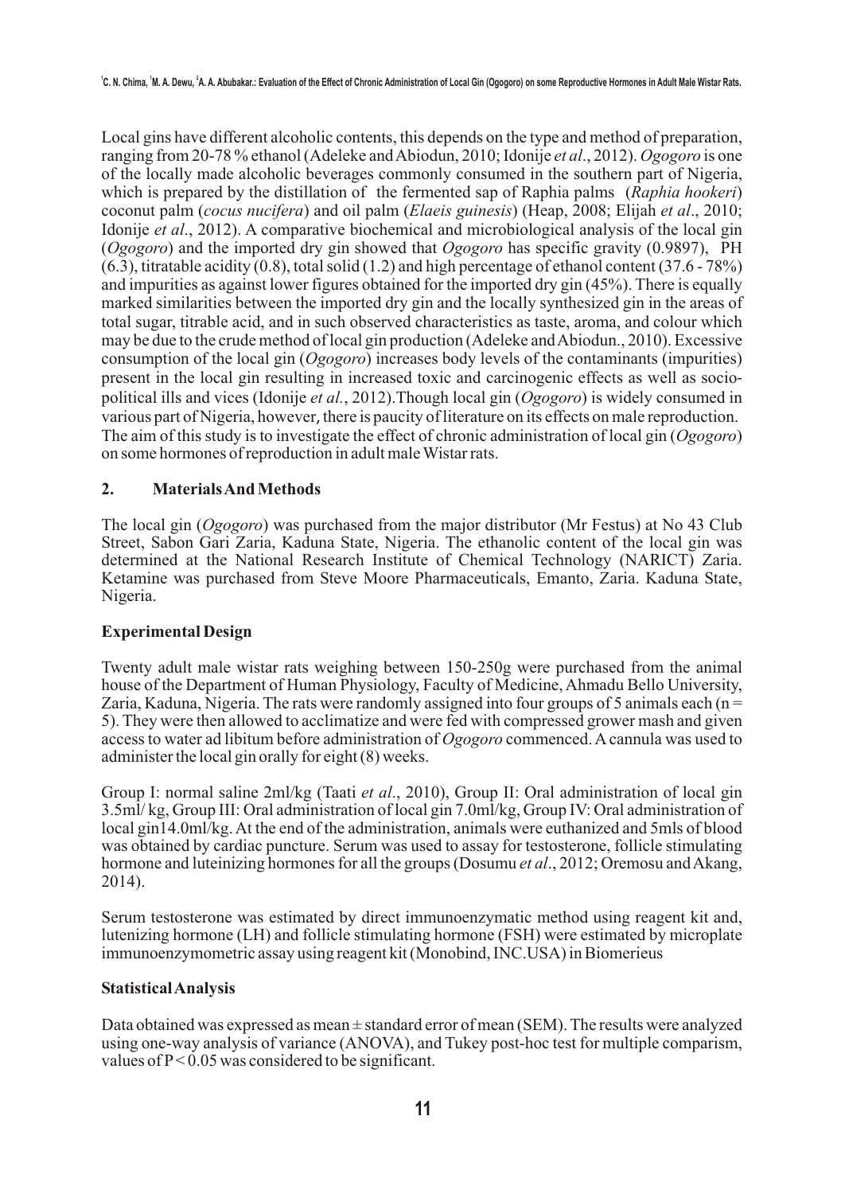Local gins have different alcoholic contents, this depends on the type and method of preparation, ranging from 20-78 % ethanol (Adeleke and Abiodun, 2010; Idonije *et al*., 2012). *Ogogoro* is one of the locally made alcoholic beverages commonly consumed in the southern part of Nigeria, which is prepared by the distillation of the fermented sap of Raphia palms (*Raphia hookeri*) coconut palm (*cocus nucifera*) and oil palm (*Elaeis guinesis*) (Heap, 2008; Elijah *et al*., 2010; Idonije *et al*., 2012). A comparative biochemical and microbiological analysis of the local gin (*Ogogoro*) and the imported dry gin showed that *Ogogoro* has specific gravity (0.9897), PH (6.3), titratable acidity (0.8), total solid (1.2) and high percentage of ethanol content (37.6 - 78%) and impurities as against lower figures obtained for the imported dry gin (45%). There is equally marked similarities between the imported dry gin and the locally synthesized gin in the areas of total sugar, titrable acid, and in such observed characteristics as taste, aroma, and colour which may be due to the crude method of local gin production (Adeleke and Abiodun., 2010). Excessive consumption of the local gin (*Ogogoro*) increases body levels of the contaminants (impurities) present in the local gin resulting in increased toxic and carcinogenic effects as well as socio-political ills and vices (Idonije *et al.*, 2012).Though local gin (*Ogogoro*) is widely consumed in various part of Nigeria, however, there is paucity of literature on its effects on male reproduction. The aim of this study is to investigate the effect of chronic administration of local gin (*Ogogoro*) on some hormones of reproduction in adult male Wistar rats.

## 2. Materials And Methods

The local gin (*Ogogoro*) was purchased from the major distributor (Mr Festus) at No 43 Club Street, Sabon Gari Zaria, Kaduna State, Nigeria. The ethanolic content of the local gin was determined at the National Research Institute of Chemical Technology (NARICT) Zaria. Ketamine was purchased from Steve Moore Pharmaceuticals, Emanto, Zaria. Kaduna State, Nigeria.

### Experimental Design

Twenty adult male wistar rats weighing between 150-250g were purchased from the animal house of the Department of Human Physiology, Faculty of Medicine, Ahmadu Bello University, Zaria, Kaduna, Nigeria. The rats were randomly assigned into four groups of 5 animals each (n = 5). They were then allowed to acclimatize and were fed with compressed grower mash and given access to water ad libitum before administration of *Ogogoro* commenced. A cannula was used to administer the local gin orally for eight (8) weeks.

Group I: normal saline 2ml/kg (Taati *et al*., 2010), Group II: Oral administration of local gin 3.5ml/ kg, Group III: Oral administration of local gin 7.0ml/kg, Group IV: Oral administration of local gin14.0ml/kg. At the end of the administration, animals were euthanized and 5mls of blood was obtained by cardiac puncture. Serum was used to assay for testosterone, follicle stimulating hormone and luteinizing hormones for all the groups (Dosumu *et al*., 2012; Oremosu and Akang, 2014).

Serum testosterone was estimated by direct immunoenzymatic method using reagent kit and, lutenizing hormone (LH) and follicle stimulating hormone (FSH) were estimated by microplate immunoenzymometric assay using reagent kit (Monobind, INC.USA) in Biomerieus

### Statistical Analysis

Data obtained was expressed as mean ± standard error of mean (SEM). The results were analyzed using one-way analysis of variance (ANOVA), and Tukey post-hoc test for multiple comparism, values of $P < 0.05$ was considered to be significant.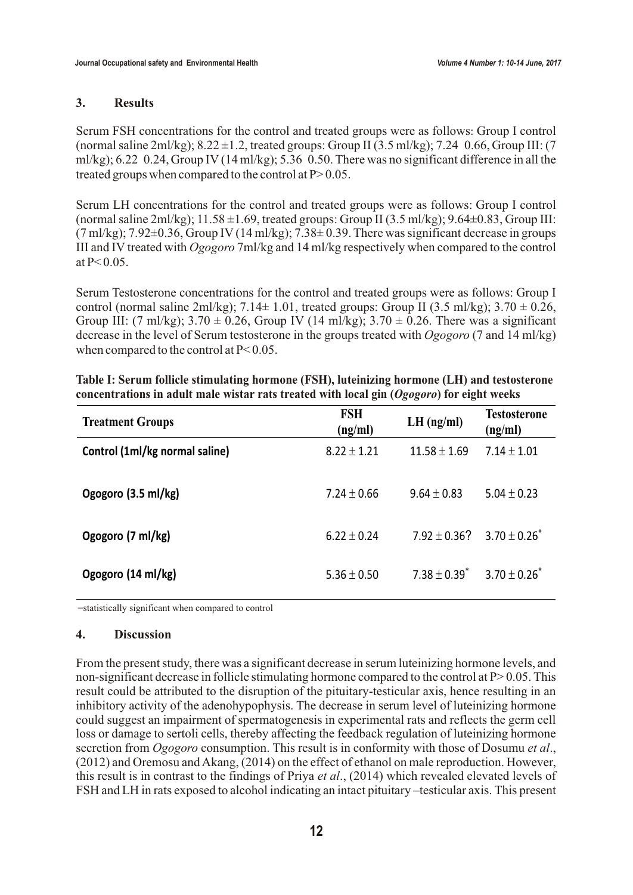## 3. Results

Serum FSH concentrations for the control and treated groups were as follows: Group I control (normal saline 2ml/kg); 8.22 ±1.2, treated groups: Group II (3.5 ml/kg); 7.24 0.66, Group III: (7 ml/kg); 6.22 0.24, Group IV (14 ml/kg); 5.36 0.50. There was no significant difference in all the treated groups when compared to the control at P> 0.05.

Serum LH concentrations for the control and treated groups were as follows: Group I control (normal saline 2ml/kg); 11.58 ±1.69, treated groups: Group II (3.5 ml/kg); 9.64±0.83, Group III: (7 ml/kg); 7.92±0.36, Group IV (14 ml/kg); 7.38± 0.39. There was significant decrease in groups III and IV treated with *Ogogoro* 7ml/kg and 14 ml/kg respectively when compared to the control at P< 0.05.

Serum Testosterone concentrations for the control and treated groups were as follows: Group I control (normal saline 2ml/kg); 7.14± 1.01, treated groups: Group II (3.5 ml/kg); 3.70 ± 0.26, Group III: (7 ml/kg); 3.70 ± 0.26, Group IV (14 ml/kg); 3.70 ± 0.26. There was a significant decrease in the level of Serum testosterone in the groups treated with *Ogogoro* (7 and 14 ml/kg) when compared to the control at P< 0.05.

**Table I: Serum follicle stimulating hormone (FSH), luteinizing hormone (LH) and testosterone concentrations in adult male wistar rats treated with local gin (*Ogogoro*) for eight weeks**

| Treatment Groups | FSH (ng/ml) | LH (ng/ml) | Testosterone (ng/ml) |
|---|---|---|---|
| Control (1ml/kg normal saline) | 8.22 ± 1.21 | 11.58 ± 1.69 | 7.14 ± 1.01 |
| Ogogoro (3.5 ml/kg) | 7.24 ± 0.66 | 9.64 ± 0.83 | 5.04 ± 0.23 |
| Ogogoro (7 ml/kg) | 6.22 ± 0.24 | 7.92 ± 0.36? | 3.70 ± 0.26* |
| Ogogoro (14 ml/kg) | 5.36 ± 0.50 | 7.38 ± 0.39* | 3.70 ± 0.26* |

=statistically significant when compared to control

## 4. Discussion

From the present study, there was a significant decrease in serum luteinizing hormone levels, and non-significant decrease in follicle stimulating hormone compared to the control at P> 0.05. This result could be attributed to the disruption of the pituitary-testicular axis, hence resulting in an inhibitory activity of the adenohypophysis. The decrease in serum level of luteinizing hormone could suggest an impairment of spermatogenesis in experimental rats and reflects the germ cell loss or damage to sertoli cells, thereby affecting the feedback regulation of luteinizing hormone secretion from *Ogogoro* consumption. This result is in conformity with those of Dosumu *et al*., (2012) and Oremosu and Akang, (2014) on the effect of ethanol on male reproduction. However, this result is in contrast to the findings of Priya *et al*., (2014) which revealed elevated levels of FSH and LH in rats exposed to alcohol indicating an intact pituitary –testicular axis. This present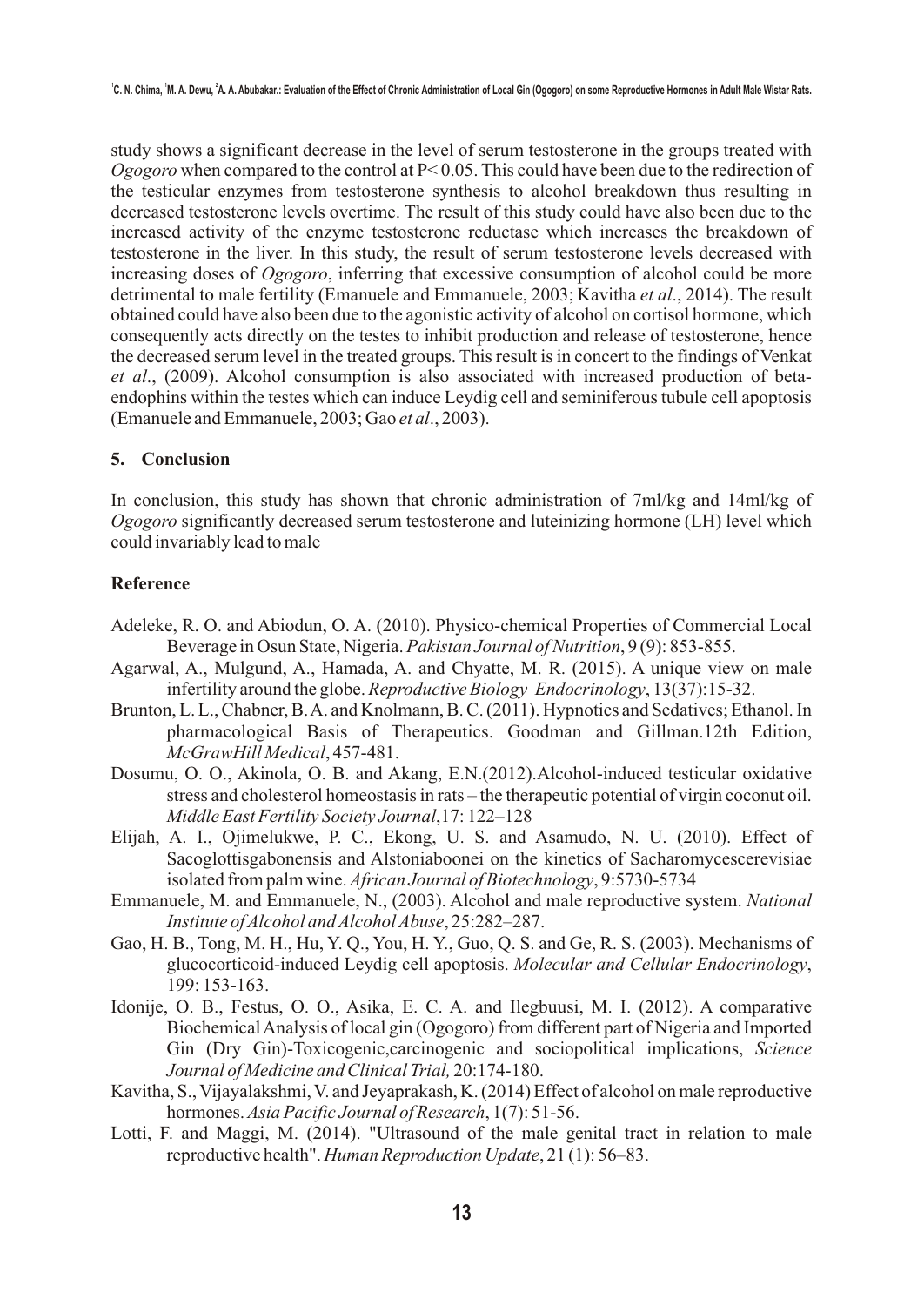study shows a significant decrease in the level of serum testosterone in the groups treated with *Ogogoro* when compared to the control at $P < 0.05$. This could have been due to the redirection of the testicular enzymes from testosterone synthesis to alcohol breakdown thus resulting in decreased testosterone levels overtime. The result of this study could have also been due to the increased activity of the enzyme testosterone reductase which increases the breakdown of testosterone in the liver. In this study, the result of serum testosterone levels decreased with increasing doses of *Ogogoro*, inferring that excessive consumption of alcohol could be more detrimental to male fertility (Emanuele and Emmanuele, 2003; Kavitha *et al*., 2014). The result obtained could have also been due to the agonistic activity of alcohol on cortisol hormone, which consequently acts directly on the testes to inhibit production and release of testosterone, hence the decreased serum level in the treated groups. This result is in concert to the findings of Venkat *et al*., (2009). Alcohol consumption is also associated with increased production of beta-endophins within the testes which can induce Leydig cell and seminiferous tubule cell apoptosis (Emanuele and Emmanuele, 2003; Gao *et al*., 2003).

## 5. Conclusion

In conclusion, this study has shown that chronic administration of 7ml/kg and 14ml/kg of *Ogogoro* significantly decreased serum testosterone and luteinizing hormone (LH) level which could invariably lead to male

## Reference

- Adeleke, R. O. and Abiodun, O. A. (2010). Physico-chemical Properties of Commercial Local Beverage in Osun State, Nigeria. *Pakistan Journal of Nutrition*, 9 (9): 853-855.
- Agarwal, A., Mulgund, A., Hamada, A. and Chyatte, M. R. (2015). A unique view on male infertility around the globe. *Reproductive Biology Endocrinology*, 13(37):15-32.
- Brunton, L. L., Chabner, B. A. and Knolmann, B. C. (2011). Hypnotics and Sedatives; Ethanol. In pharmacological Basis of Therapeutics. Goodman and Gillman.12th Edition, *McGrawHill Medical*, 457-481.
- Dosumu, O. O., Akinola, O. B. and Akang, E.N.(2012).Alcohol-induced testicular oxidative stress and cholesterol homeostasis in rats – the therapeutic potential of virgin coconut oil. *Middle East Fertility Society Journal*,17: 122–128
- Elijah, A. I., Ojimelukwe, P. C., Ekong, U. S. and Asamudo, N. U. (2010). Effect of Sacoglottisgabonensis and Alstoniaboonei on the kinetics of Sacharomycescerevisiae isolated from palm wine. *African Journal of Biotechnology*, 9:5730-5734
- Emmanuele, M. and Emmanuele, N., (2003). Alcohol and male reproductive system. *National Institute of Alcohol and Alcohol Abuse*, 25:282–287.
- Gao, H. B., Tong, M. H., Hu, Y. Q., You, H. Y., Guo, Q. S. and Ge, R. S. (2003). Mechanisms of glucocorticoid-induced Leydig cell apoptosis. *Molecular and Cellular Endocrinology*, 199: 153-163.
- Idonije, O. B., Festus, O. O., Asika, E. C. A. and Ilegbuusi, M. I. (2012). A comparative Biochemical Analysis of local gin (Ogogoro) from different part of Nigeria and Imported Gin (Dry Gin)-Toxicogenic,carcinogenic and sociopolitical implications, *Science Journal of Medicine and Clinical Trial,* 20:174-180.
- Kavitha, S., Vijayalakshmi, V. and Jeyaprakash, K. (2014) Effect of alcohol on male reproductive hormones. *Asia Pacific Journal of Research*, 1(7): 51-56.
- Lotti, F. and Maggi, M. (2014). "Ultrasound of the male genital tract in relation to male reproductive health". *Human Reproduction Update*, 21 (1): 56–83.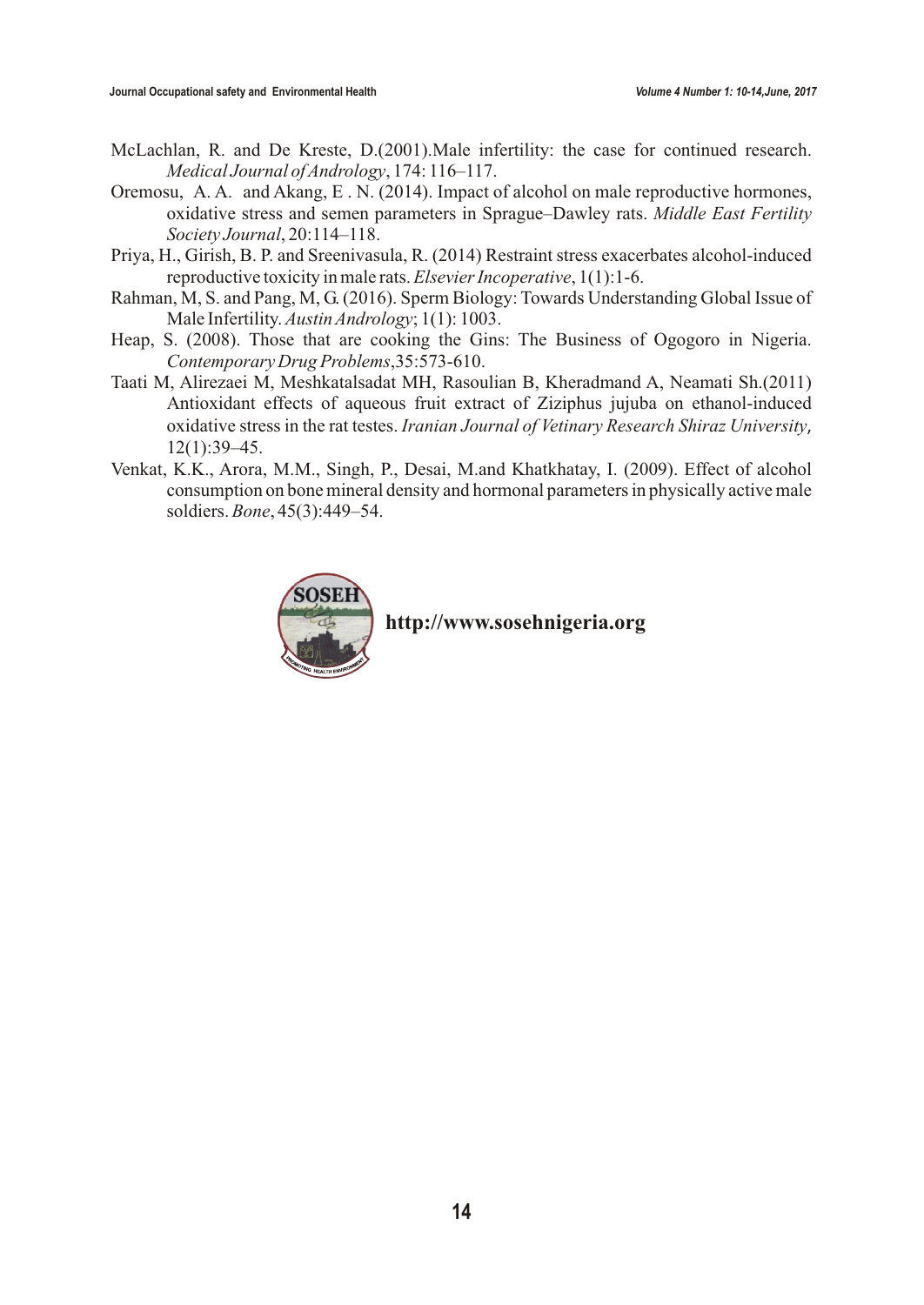McLachlan, R. and De Kreste, D.(2001).Male infertility: the case for continued research. *Medical Journal of Andrology*, 174: 116–117.

Oremosu, A. A. and Akang, E . N. (2014). Impact of alcohol on male reproductive hormones, oxidative stress and semen parameters in Sprague–Dawley rats. *Middle East Fertility Society Journal*, 20:114–118.

Priya, H., Girish, B. P. and Sreenivasula, R. (2014) Restraint stress exacerbates alcohol-induced reproductive toxicity in male rats. *Elsevier Incoperative*, 1(1):1-6.

Rahman, M, S. and Pang, M, G. (2016). Sperm Biology: Towards Understanding Global Issue of Male Infertility. *Austin Andrology*; 1(1): 1003.

Heap, S. (2008). Those that are cooking the Gins: The Business of Ogogoro in Nigeria. *Contemporary Drug Problems*,35:573-610.

Taati M, Alirezaei M, Meshkatalsadat MH, Rasoulian B, Kheradmand A, Neamati Sh.(2011) Antioxidant effects of aqueous fruit extract of Ziziphus jujuba on ethanol-induced oxidative stress in the rat testes. *Iranian Journal of Vetinary Research Shiraz University*, 12(1):39–45.

Venkat, K.K., Arora, M.M., Singh, P., Desai, M.and Khatkhatay, I. (2009). Effect of alcohol consumption on bone mineral density and hormonal parameters in physically active male soldiers. *Bone*, 45(3):449–54.

**http://www.sosehnigeria.org**